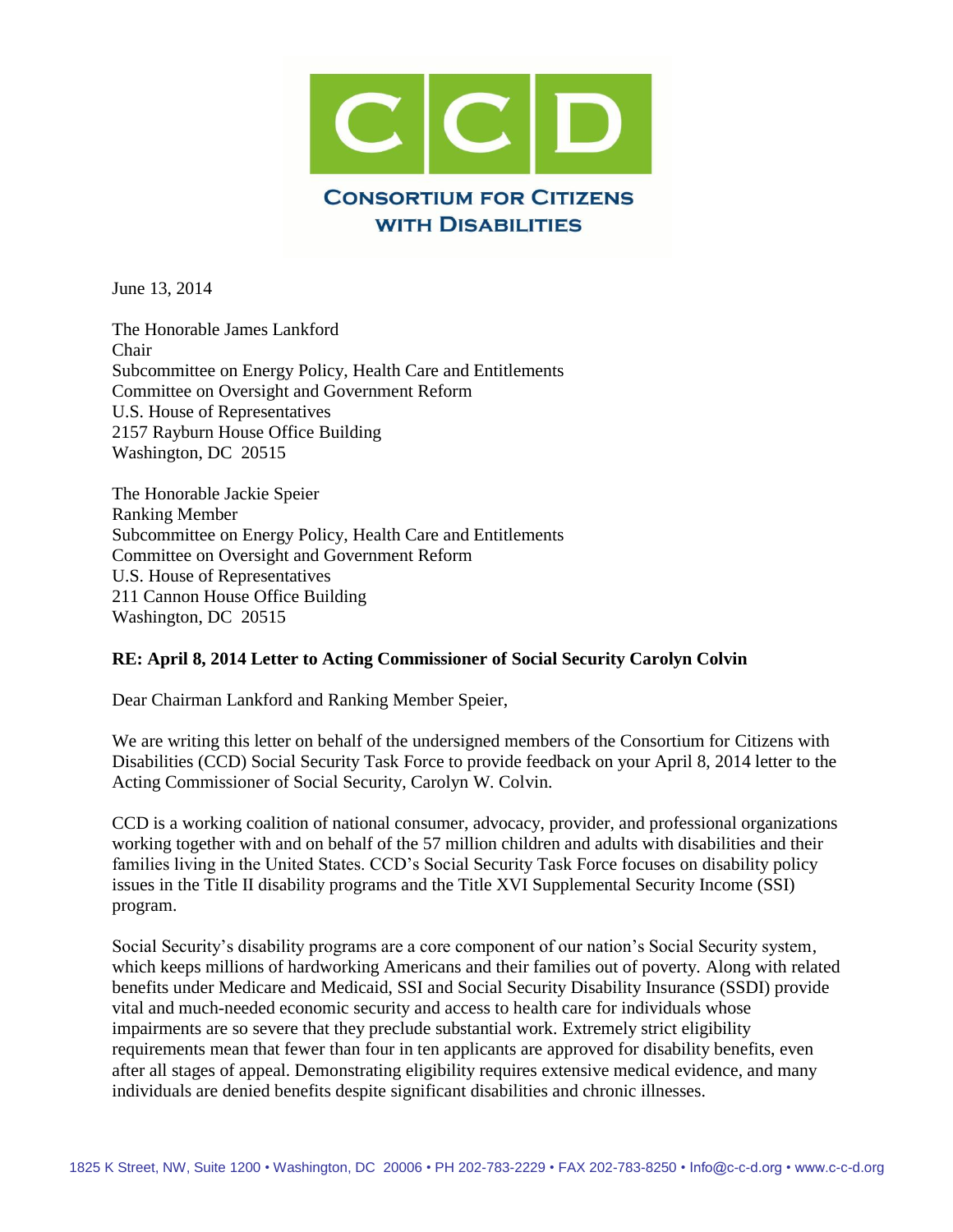**CCD**

**CONSORTIUM FOR CITIZENS WITH DISABILITIES**

June 13, 2014

The Honorable James Lankford
Chair
Subcommittee on Energy Policy, Health Care and Entitlements
Committee on Oversight and Government Reform
U.S. House of Representatives
2157 Rayburn House Office Building
Washington, DC 20515

The Honorable Jackie Speier
Ranking Member
Subcommittee on Energy Policy, Health Care and Entitlements
Committee on Oversight and Government Reform
U.S. House of Representatives
211 Cannon House Office Building
Washington, DC 20515

**RE: April 8, 2014 Letter to Acting Commissioner of Social Security Carolyn Colvin**

Dear Chairman Lankford and Ranking Member Speier,

We are writing this letter on behalf of the undersigned members of the Consortium for Citizens with Disabilities (CCD) Social Security Task Force to provide feedback on your April 8, 2014 letter to the Acting Commissioner of Social Security, Carolyn W. Colvin.

CCD is a working coalition of national consumer, advocacy, provider, and professional organizations working together with and on behalf of the 57 million children and adults with disabilities and their families living in the United States. CCD's Social Security Task Force focuses on disability policy issues in the Title II disability programs and the Title XVI Supplemental Security Income (SSI) program.

Social Security's disability programs are a core component of our nation's Social Security system, which keeps millions of hardworking Americans and their families out of poverty. Along with related benefits under Medicare and Medicaid, SSI and Social Security Disability Insurance (SSDI) provide vital and much-needed economic security and access to health care for individuals whose impairments are so severe that they preclude substantial work. Extremely strict eligibility requirements mean that fewer than four in ten applicants are approved for disability benefits, even after all stages of appeal. Demonstrating eligibility requires extensive medical evidence, and many individuals are denied benefits despite significant disabilities and chronic illnesses.

1825 K Street, NW, Suite 1200 • Washington, DC 20006 • PH 202-783-2229 • FAX 202-783-8250 • Info@c-c-d.org • www.c-c-d.org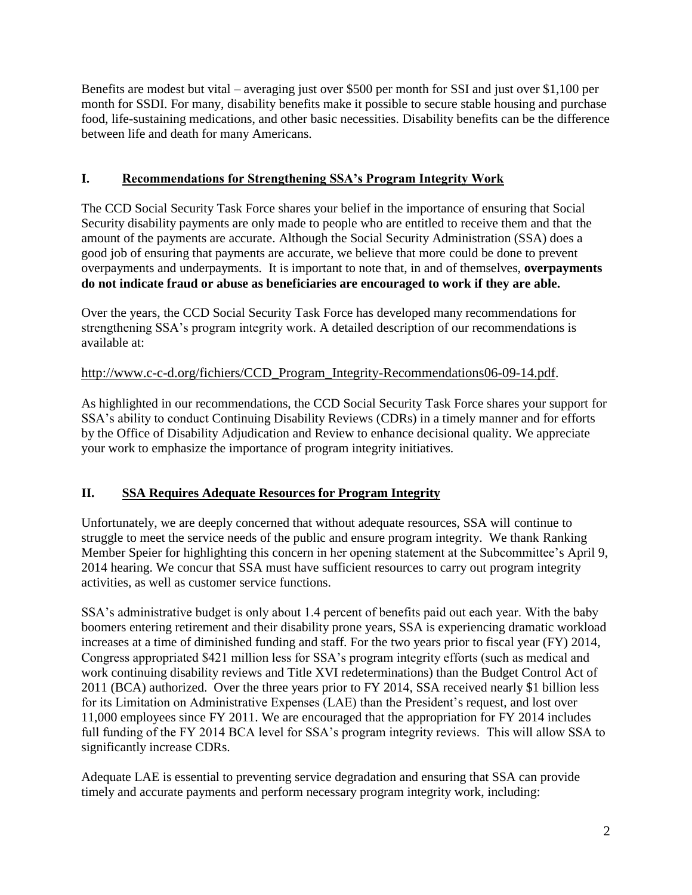Benefits are modest but vital – averaging just over $500 per month for SSI and just over $1,100 per month for SSDI. For many, disability benefits make it possible to secure stable housing and purchase food, life-sustaining medications, and other basic necessities. Disability benefits can be the difference between life and death for many Americans.

## I. <u>Recommendations for Strengthening SSA's Program Integrity Work</u>

The CCD Social Security Task Force shares your belief in the importance of ensuring that Social Security disability payments are only made to people who are entitled to receive them and that the amount of the payments are accurate. Although the Social Security Administration (SSA) does a good job of ensuring that payments are accurate, we believe that more could be done to prevent overpayments and underpayments. It is important to note that, in and of themselves, **overpayments do not indicate fraud or abuse as beneficiaries are encouraged to work if they are able.**

Over the years, the CCD Social Security Task Force has developed many recommendations for strengthening SSA's program integrity work. A detailed description of our recommendations is available at:

http://www.c-c-d.org/fichiers/CCD_Program_Integrity-Recommendations06-09-14.pdf.

As highlighted in our recommendations, the CCD Social Security Task Force shares your support for SSA's ability to conduct Continuing Disability Reviews (CDRs) in a timely manner and for efforts by the Office of Disability Adjudication and Review to enhance decisional quality. We appreciate your work to emphasize the importance of program integrity initiatives.

## II. <u>SSA Requires Adequate Resources for Program Integrity</u>

Unfortunately, we are deeply concerned that without adequate resources, SSA will continue to struggle to meet the service needs of the public and ensure program integrity. We thank Ranking Member Speier for highlighting this concern in her opening statement at the Subcommittee's April 9, 2014 hearing. We concur that SSA must have sufficient resources to carry out program integrity activities, as well as customer service functions.

SSA's administrative budget is only about 1.4 percent of benefits paid out each year. With the baby boomers entering retirement and their disability prone years, SSA is experiencing dramatic workload increases at a time of diminished funding and staff. For the two years prior to fiscal year (FY) 2014, Congress appropriated $421 million less for SSA's program integrity efforts (such as medical and work continuing disability reviews and Title XVI redeterminations) than the Budget Control Act of 2011 (BCA) authorized. Over the three years prior to FY 2014, SSA received nearly $1 billion less for its Limitation on Administrative Expenses (LAE) than the President's request, and lost over 11,000 employees since FY 2011. We are encouraged that the appropriation for FY 2014 includes full funding of the FY 2014 BCA level for SSA's program integrity reviews. This will allow SSA to significantly increase CDRs.

Adequate LAE is essential to preventing service degradation and ensuring that SSA can provide timely and accurate payments and perform necessary program integrity work, including: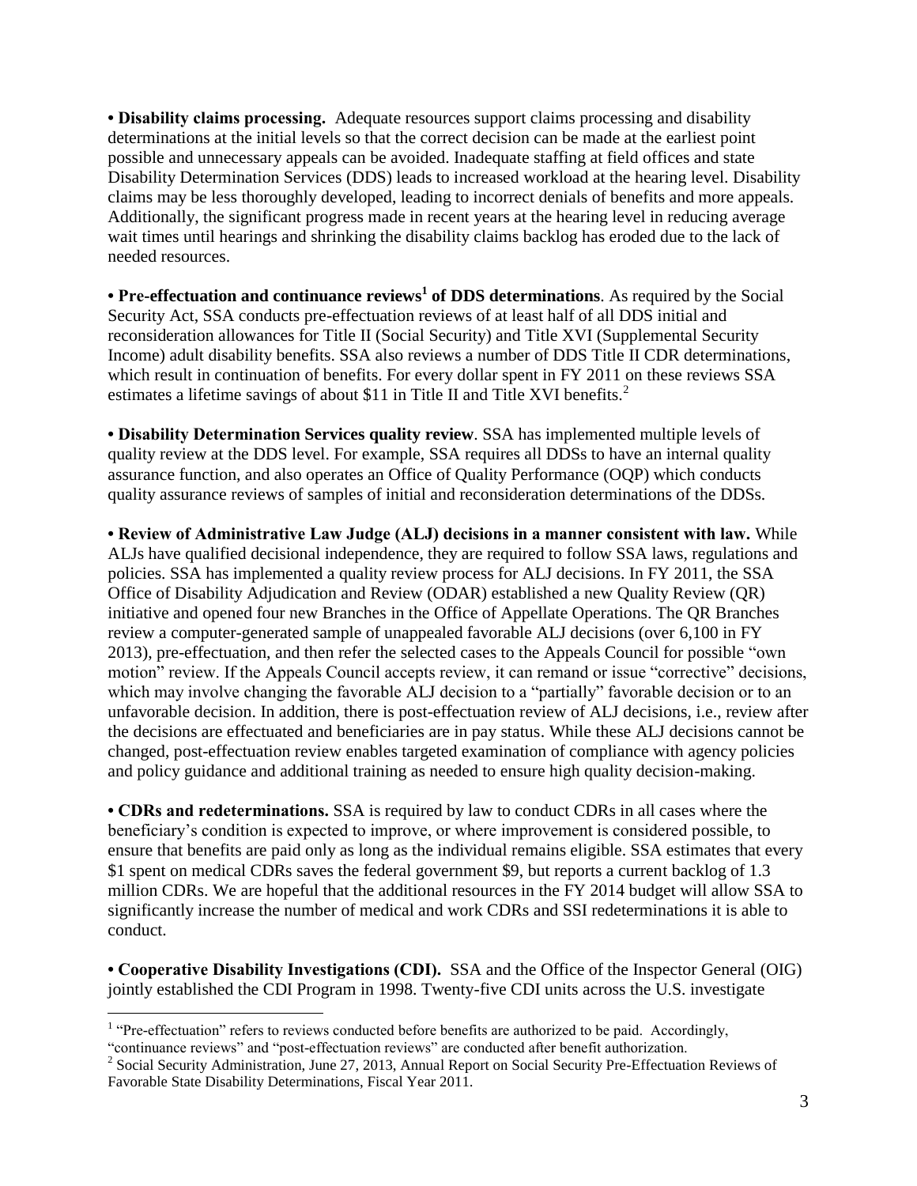**• Disability claims processing.** Adequate resources support claims processing and disability determinations at the initial levels so that the correct decision can be made at the earliest point possible and unnecessary appeals can be avoided. Inadequate staffing at field offices and state Disability Determination Services (DDS) leads to increased workload at the hearing level. Disability claims may be less thoroughly developed, leading to incorrect denials of benefits and more appeals. Additionally, the significant progress made in recent years at the hearing level in reducing average wait times until hearings and shrinking the disability claims backlog has eroded due to the lack of needed resources.

**• Pre-effectuation and continuance reviews[1] of DDS determinations**. As required by the Social Security Act, SSA conducts pre-effectuation reviews of at least half of all DDS initial and reconsideration allowances for Title II (Social Security) and Title XVI (Supplemental Security Income) adult disability benefits. SSA also reviews a number of DDS Title II CDR determinations, which result in continuation of benefits. For every dollar spent in FY 2011 on these reviews SSA estimates a lifetime savings of about $11 in Title II and Title XVI benefits.[2]

**• Disability Determination Services quality review**. SSA has implemented multiple levels of quality review at the DDS level. For example, SSA requires all DDSs to have an internal quality assurance function, and also operates an Office of Quality Performance (OQP) which conducts quality assurance reviews of samples of initial and reconsideration determinations of the DDSs.

**• Review of Administrative Law Judge (ALJ) decisions in a manner consistent with law.** While ALJs have qualified decisional independence, they are required to follow SSA laws, regulations and policies. SSA has implemented a quality review process for ALJ decisions. In FY 2011, the SSA Office of Disability Adjudication and Review (ODAR) established a new Quality Review (QR) initiative and opened four new Branches in the Office of Appellate Operations. The QR Branches review a computer-generated sample of unappealed favorable ALJ decisions (over 6,100 in FY 2013), pre-effectuation, and then refer the selected cases to the Appeals Council for possible "own motion" review. If the Appeals Council accepts review, it can remand or issue "corrective" decisions, which may involve changing the favorable ALJ decision to a "partially" favorable decision or to an unfavorable decision. In addition, there is post-effectuation review of ALJ decisions, i.e., review after the decisions are effectuated and beneficiaries are in pay status. While these ALJ decisions cannot be changed, post-effectuation review enables targeted examination of compliance with agency policies and policy guidance and additional training as needed to ensure high quality decision-making.

**• CDRs and redeterminations.** SSA is required by law to conduct CDRs in all cases where the beneficiary's condition is expected to improve, or where improvement is considered possible, to ensure that benefits are paid only as long as the individual remains eligible. SSA estimates that every $1 spent on medical CDRs saves the federal government $9, but reports a current backlog of 1.3 million CDRs. We are hopeful that the additional resources in the FY 2014 budget will allow SSA to significantly increase the number of medical and work CDRs and SSI redeterminations it is able to conduct.

**• Cooperative Disability Investigations (CDI).** SSA and the Office of the Inspector General (OIG) jointly established the CDI Program in 1998. Twenty-five CDI units across the U.S. investigate

---

[1] "Pre-effectuation" refers to reviews conducted before benefits are authorized to be paid. Accordingly, "continuance reviews" and "post-effectuation reviews" are conducted after benefit authorization.

[2] Social Security Administration, June 27, 2013, Annual Report on Social Security Pre-Effectuation Reviews of Favorable State Disability Determinations, Fiscal Year 2011.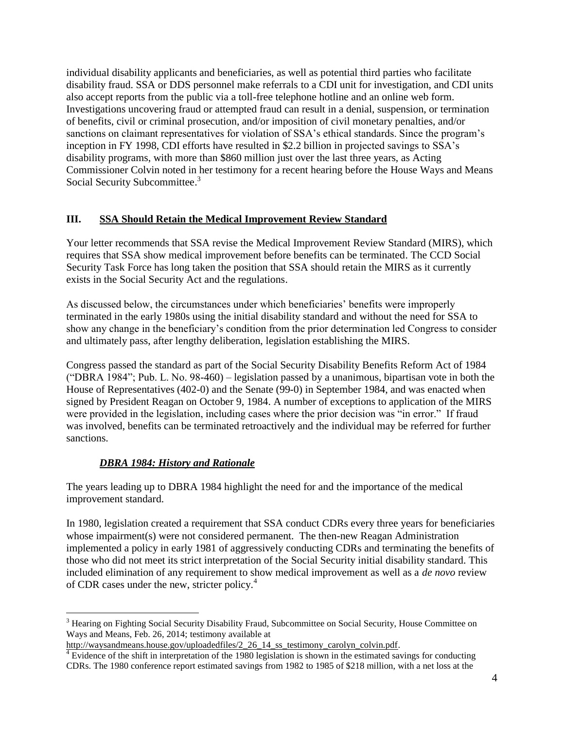individual disability applicants and beneficiaries, as well as potential third parties who facilitate disability fraud. SSA or DDS personnel make referrals to a CDI unit for investigation, and CDI units also accept reports from the public via a toll-free telephone hotline and an online web form. Investigations uncovering fraud or attempted fraud can result in a denial, suspension, or termination of benefits, civil or criminal prosecution, and/or imposition of civil monetary penalties, and/or sanctions on claimant representatives for violation of SSA's ethical standards. Since the program's inception in FY 1998, CDI efforts have resulted in $2.2 billion in projected savings to SSA's disability programs, with more than $860 million just over the last three years, as Acting Commissioner Colvin noted in her testimony for a recent hearing before the House Ways and Means Social Security Subcommittee.[3]

## III. SSA Should Retain the Medical Improvement Review Standard

Your letter recommends that SSA revise the Medical Improvement Review Standard (MIRS), which requires that SSA show medical improvement before benefits can be terminated. The CCD Social Security Task Force has long taken the position that SSA should retain the MIRS as it currently exists in the Social Security Act and the regulations.

As discussed below, the circumstances under which beneficiaries' benefits were improperly terminated in the early 1980s using the initial disability standard and without the need for SSA to show any change in the beneficiary's condition from the prior determination led Congress to consider and ultimately pass, after lengthy deliberation, legislation establishing the MIRS.

Congress passed the standard as part of the Social Security Disability Benefits Reform Act of 1984 ("DBRA 1984"; Pub. L. No. 98-460) – legislation passed by a unanimous, bipartisan vote in both the House of Representatives (402-0) and the Senate (99-0) in September 1984, and was enacted when signed by President Reagan on October 9, 1984. A number of exceptions to application of the MIRS were provided in the legislation, including cases where the prior decision was "in error." If fraud was involved, benefits can be terminated retroactively and the individual may be referred for further sanctions.

### *DBRA 1984: History and Rationale*

The years leading up to DBRA 1984 highlight the need for and the importance of the medical improvement standard.

In 1980, legislation created a requirement that SSA conduct CDRs every three years for beneficiaries whose impairment(s) were not considered permanent. The then-new Reagan Administration implemented a policy in early 1981 of aggressively conducting CDRs and terminating the benefits of those who did not meet its strict interpretation of the Social Security initial disability standard. This included elimination of any requirement to show medical improvement as well as a *de novo* review of CDR cases under the new, stricter policy.[4]

---

[3] Hearing on Fighting Social Security Disability Fraud, Subcommittee on Social Security, House Committee on Ways and Means, Feb. 26, 2014; testimony available at http://waysandmeans.house.gov/uploadedfiles/2_26_14_ss_testimony_carolyn_colvin.pdf.

[4] Evidence of the shift in interpretation of the 1980 legislation is shown in the estimated savings for conducting CDRs. The 1980 conference report estimated savings from 1982 to 1985 of $218 million, with a net loss at the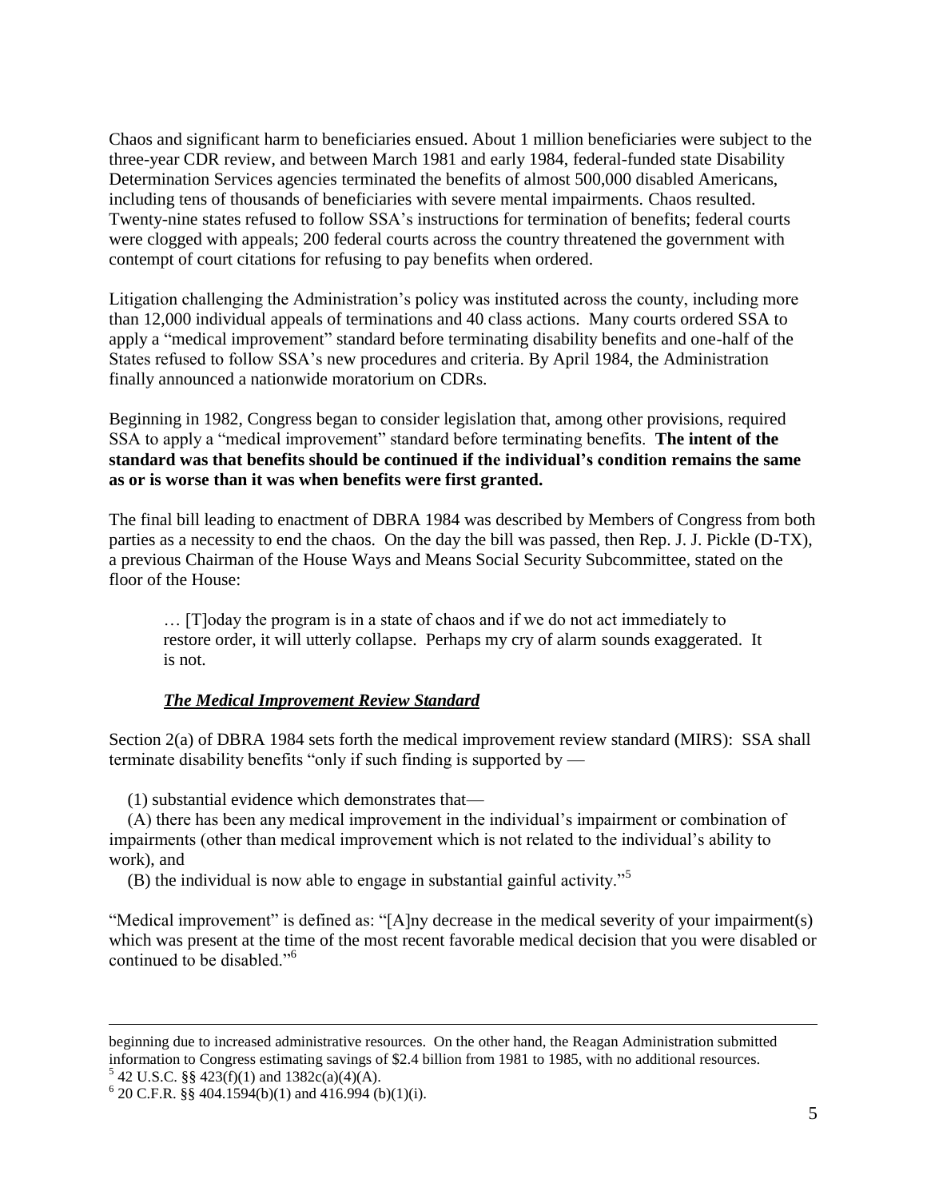Chaos and significant harm to beneficiaries ensued. About 1 million beneficiaries were subject to the three-year CDR review, and between March 1981 and early 1984, federal-funded state Disability Determination Services agencies terminated the benefits of almost 500,000 disabled Americans, including tens of thousands of beneficiaries with severe mental impairments. Chaos resulted. Twenty-nine states refused to follow SSA's instructions for termination of benefits; federal courts were clogged with appeals; 200 federal courts across the country threatened the government with contempt of court citations for refusing to pay benefits when ordered.

Litigation challenging the Administration's policy was instituted across the county, including more than 12,000 individual appeals of terminations and 40 class actions. Many courts ordered SSA to apply a "medical improvement" standard before terminating disability benefits and one-half of the States refused to follow SSA's new procedures and criteria. By April 1984, the Administration finally announced a nationwide moratorium on CDRs.

Beginning in 1982, Congress began to consider legislation that, among other provisions, required SSA to apply a "medical improvement" standard before terminating benefits. **The intent of the standard was that benefits should be continued if the individual's condition remains the same as or is worse than it was when benefits were first granted.**

The final bill leading to enactment of DBRA 1984 was described by Members of Congress from both parties as a necessity to end the chaos. On the day the bill was passed, then Rep. J. J. Pickle (D-TX), a previous Chairman of the House Ways and Means Social Security Subcommittee, stated on the floor of the House:

> … [T]oday the program is in a state of chaos and if we do not act immediately to restore order, it will utterly collapse. Perhaps my cry of alarm sounds exaggerated. It is not.

***The Medical Improvement Review Standard***

Section 2(a) of DBRA 1984 sets forth the medical improvement review standard (MIRS): SSA shall terminate disability benefits "only if such finding is supported by —

(1) substantial evidence which demonstrates that—

(A) there has been any medical improvement in the individual's impairment or combination of impairments (other than medical improvement which is not related to the individual's ability to work), and

(B) the individual is now able to engage in substantial gainful activity."[5]

"Medical improvement" is defined as: "[A]ny decrease in the medical severity of your impairment(s) which was present at the time of the most recent favorable medical decision that you were disabled or continued to be disabled."[6]

---

beginning due to increased administrative resources. On the other hand, the Reagan Administration submitted information to Congress estimating savings of $2.4 billion from 1981 to 1985, with no additional resources.

[5] 42 U.S.C. §§ 423(f)(1) and 1382c(a)(4)(A).

[6] 20 C.F.R. §§ 404.1594(b)(1) and 416.994 (b)(1)(i).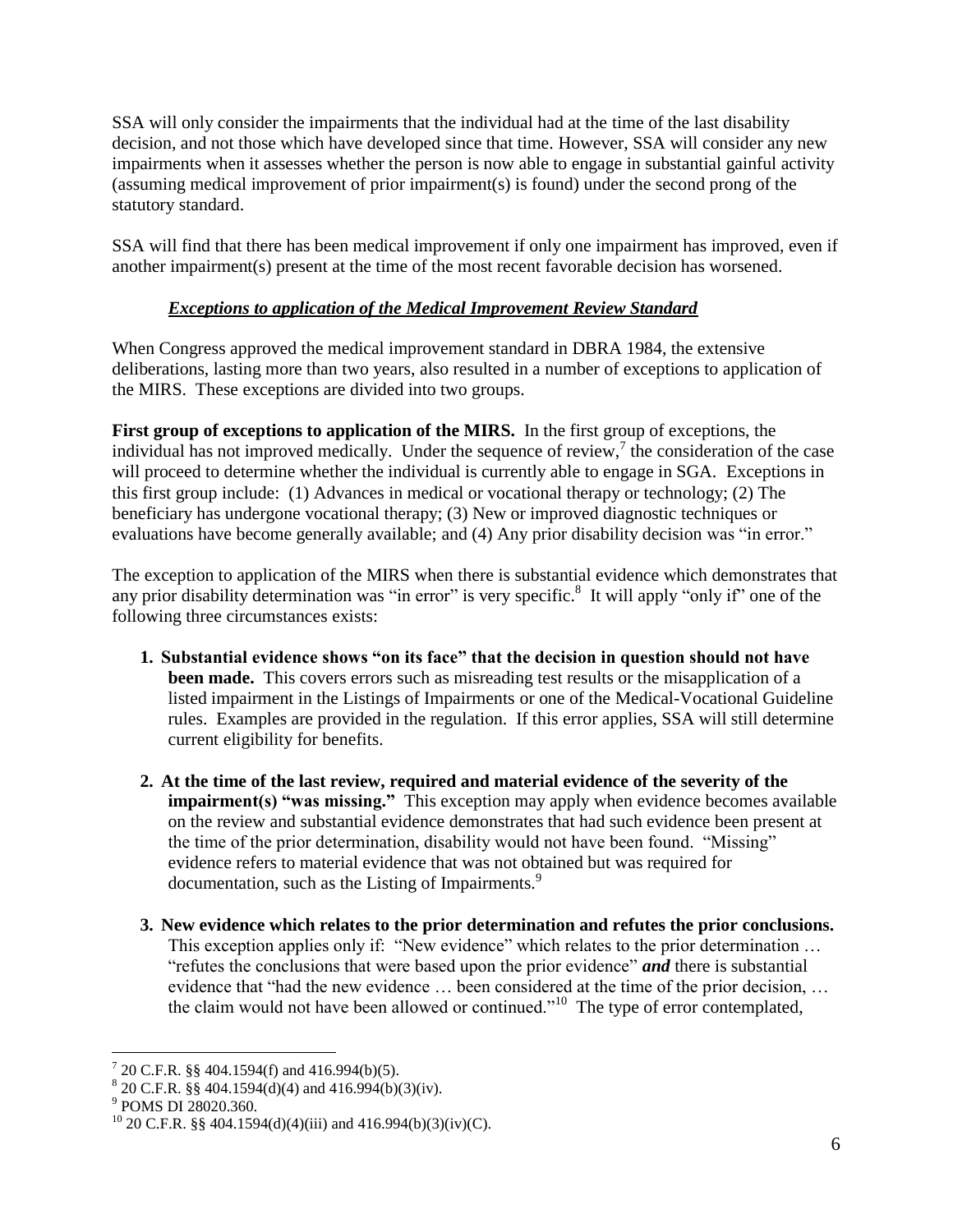SSA will only consider the impairments that the individual had at the time of the last disability decision, and not those which have developed since that time. However, SSA will consider any new impairments when it assesses whether the person is now able to engage in substantial gainful activity (assuming medical improvement of prior impairment(s) is found) under the second prong of the statutory standard.

SSA will find that there has been medical improvement if only one impairment has improved, even if another impairment(s) present at the time of the most recent favorable decision has worsened.

### ***Exceptions to application of the Medical Improvement Review Standard***

When Congress approved the medical improvement standard in DBRA 1984, the extensive deliberations, lasting more than two years, also resulted in a number of exceptions to application of the MIRS. These exceptions are divided into two groups.

**First group of exceptions to application of the MIRS.** In the first group of exceptions, the individual has not improved medically. Under the sequence of review,[7] the consideration of the case will proceed to determine whether the individual is currently able to engage in SGA. Exceptions in this first group include: (1) Advances in medical or vocational therapy or technology; (2) The beneficiary has undergone vocational therapy; (3) New or improved diagnostic techniques or evaluations have become generally available; and (4) Any prior disability decision was "in error."

The exception to application of the MIRS when there is substantial evidence which demonstrates that any prior disability determination was "in error" is very specific.[8] It will apply "only if" one of the following three circumstances exists:

1. **Substantial evidence shows "on its face" that the decision in question should not have been made.** This covers errors such as misreading test results or the misapplication of a listed impairment in the Listings of Impairments or one of the Medical-Vocational Guideline rules. Examples are provided in the regulation. If this error applies, SSA will still determine current eligibility for benefits.

2. **At the time of the last review, required and material evidence of the severity of the impairment(s) "was missing."** This exception may apply when evidence becomes available on the review and substantial evidence demonstrates that had such evidence been present at the time of the prior determination, disability would not have been found. "Missing" evidence refers to material evidence that was not obtained but was required for documentation, such as the Listing of Impairments.[9]

3. **New evidence which relates to the prior determination and refutes the prior conclusions.** This exception applies only if: "New evidence" which relates to the prior determination … "refutes the conclusions that were based upon the prior evidence" ***and*** there is substantial evidence that "had the new evidence … been considered at the time of the prior decision, … the claim would not have been allowed or continued."[10] The type of error contemplated,

---

[7] 20 C.F.R. §§ 404.1594(f) and 416.994(b)(5).

[8] 20 C.F.R. §§ 404.1594(d)(4) and 416.994(b)(3)(iv).

[9] POMS DI 28020.360.

[10] 20 C.F.R. §§ 404.1594(d)(4)(iii) and 416.994(b)(3)(iv)(C).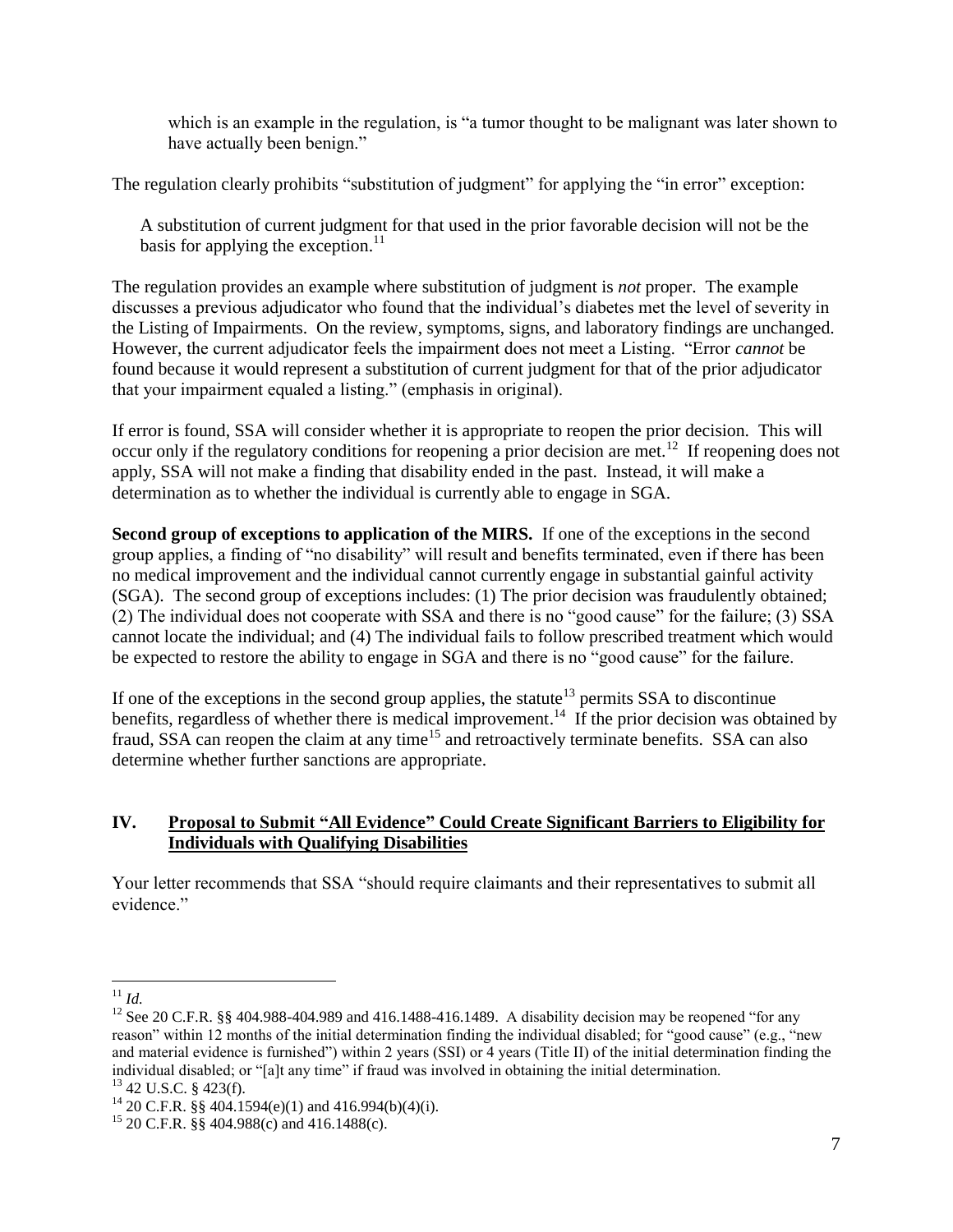> which is an example in the regulation, is "a tumor thought to be malignant was later shown to have actually been benign."

The regulation clearly prohibits "substitution of judgment" for applying the "in error" exception:

> A substitution of current judgment for that used in the prior favorable decision will not be the basis for applying the exception.[11]

The regulation provides an example where substitution of judgment is *not* proper. The example discusses a previous adjudicator who found that the individual's diabetes met the level of severity in the Listing of Impairments. On the review, symptoms, signs, and laboratory findings are unchanged. However, the current adjudicator feels the impairment does not meet a Listing. "Error *cannot* be found because it would represent a substitution of current judgment for that of the prior adjudicator that your impairment equaled a listing." (emphasis in original).

If error is found, SSA will consider whether it is appropriate to reopen the prior decision. This will occur only if the regulatory conditions for reopening a prior decision are met.[12] If reopening does not apply, SSA will not make a finding that disability ended in the past. Instead, it will make a determination as to whether the individual is currently able to engage in SGA.

**Second group of exceptions to application of the MIRS.** If one of the exceptions in the second group applies, a finding of "no disability" will result and benefits terminated, even if there has been no medical improvement and the individual cannot currently engage in substantial gainful activity (SGA). The second group of exceptions includes: (1) The prior decision was fraudulently obtained; (2) The individual does not cooperate with SSA and there is no "good cause" for the failure; (3) SSA cannot locate the individual; and (4) The individual fails to follow prescribed treatment which would be expected to restore the ability to engage in SGA and there is no "good cause" for the failure.

If one of the exceptions in the second group applies, the statute[13] permits SSA to discontinue benefits, regardless of whether there is medical improvement.[14] If the prior decision was obtained by fraud, SSA can reopen the claim at any time[15] and retroactively terminate benefits. SSA can also determine whether further sanctions are appropriate.

## IV. <u>Proposal to Submit "All Evidence" Could Create Significant Barriers to Eligibility for Individuals with Qualifying Disabilities</u>

Your letter recommends that SSA "should require claimants and their representatives to submit all evidence."

---

[11] *Id.*

[12] See 20 C.F.R. §§ 404.988-404.989 and 416.1488-416.1489. A disability decision may be reopened "for any reason" within 12 months of the initial determination finding the individual disabled; for "good cause" (e.g., "new and material evidence is furnished") within 2 years (SSI) or 4 years (Title II) of the initial determination finding the individual disabled; or "[a]t any time" if fraud was involved in obtaining the initial determination.

[13] 42 U.S.C. § 423(f).

[14] 20 C.F.R. §§ 404.1594(e)(1) and 416.994(b)(4)(i).

[15] 20 C.F.R. §§ 404.988(c) and 416.1488(c).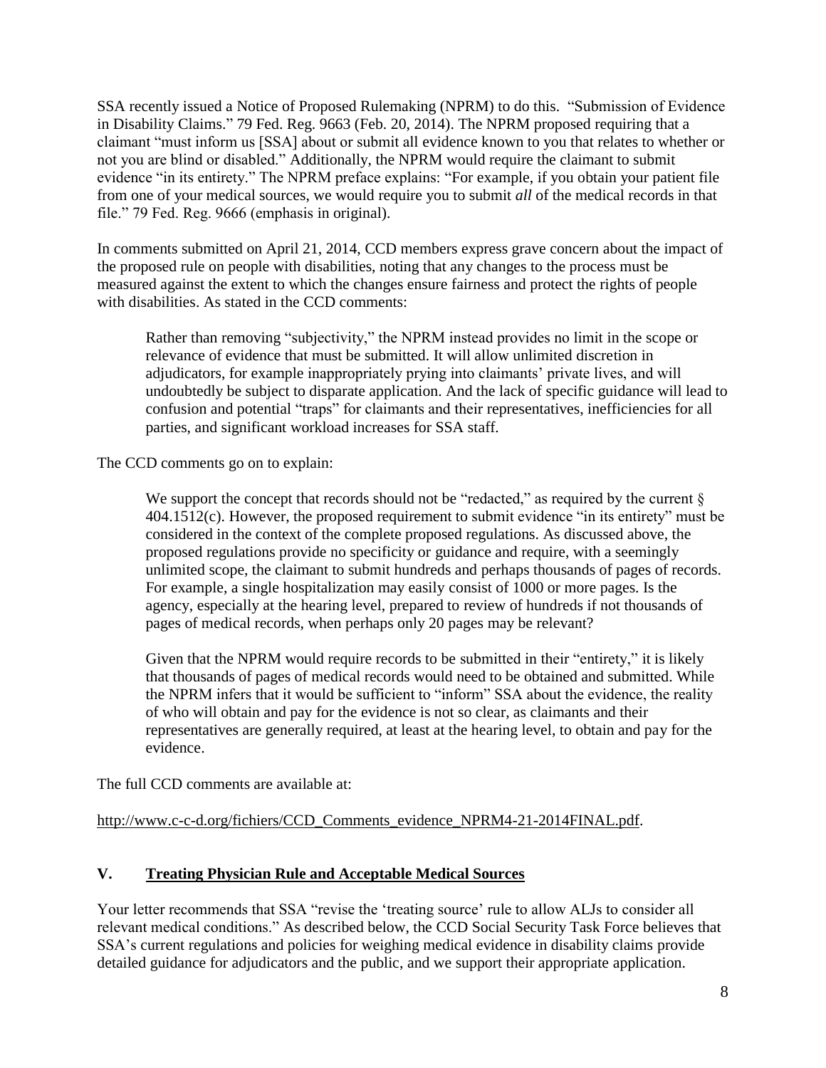SSA recently issued a Notice of Proposed Rulemaking (NPRM) to do this. "Submission of Evidence in Disability Claims." 79 Fed. Reg. 9663 (Feb. 20, 2014). The NPRM proposed requiring that a claimant "must inform us [SSA] about or submit all evidence known to you that relates to whether or not you are blind or disabled." Additionally, the NPRM would require the claimant to submit evidence "in its entirety." The NPRM preface explains: "For example, if you obtain your patient file from one of your medical sources, we would require you to submit *all* of the medical records in that file." 79 Fed. Reg. 9666 (emphasis in original).

In comments submitted on April 21, 2014, CCD members express grave concern about the impact of the proposed rule on people with disabilities, noting that any changes to the process must be measured against the extent to which the changes ensure fairness and protect the rights of people with disabilities. As stated in the CCD comments:

> Rather than removing "subjectivity," the NPRM instead provides no limit in the scope or relevance of evidence that must be submitted. It will allow unlimited discretion in adjudicators, for example inappropriately prying into claimants' private lives, and will undoubtedly be subject to disparate application. And the lack of specific guidance will lead to confusion and potential "traps" for claimants and their representatives, inefficiencies for all parties, and significant workload increases for SSA staff.

The CCD comments go on to explain:

> We support the concept that records should not be "redacted," as required by the current § 404.1512(c). However, the proposed requirement to submit evidence "in its entirety" must be considered in the context of the complete proposed regulations. As discussed above, the proposed regulations provide no specificity or guidance and require, with a seemingly unlimited scope, the claimant to submit hundreds and perhaps thousands of pages of records. For example, a single hospitalization may easily consist of 1000 or more pages. Is the agency, especially at the hearing level, prepared to review of hundreds if not thousands of pages of medical records, when perhaps only 20 pages may be relevant?
>
> Given that the NPRM would require records to be submitted in their "entirety," it is likely that thousands of pages of medical records would need to be obtained and submitted. While the NPRM infers that it would be sufficient to "inform" SSA about the evidence, the reality of who will obtain and pay for the evidence is not so clear, as claimants and their representatives are generally required, at least at the hearing level, to obtain and pay for the evidence.

The full CCD comments are available at:

http://www.c-c-d.org/fichiers/CCD_Comments_evidence_NPRM4-21-2014FINAL.pdf.

## V. Treating Physician Rule and Acceptable Medical Sources

Your letter recommends that SSA "revise the 'treating source' rule to allow ALJs to consider all relevant medical conditions." As described below, the CCD Social Security Task Force believes that SSA's current regulations and policies for weighing medical evidence in disability claims provide detailed guidance for adjudicators and the public, and we support their appropriate application.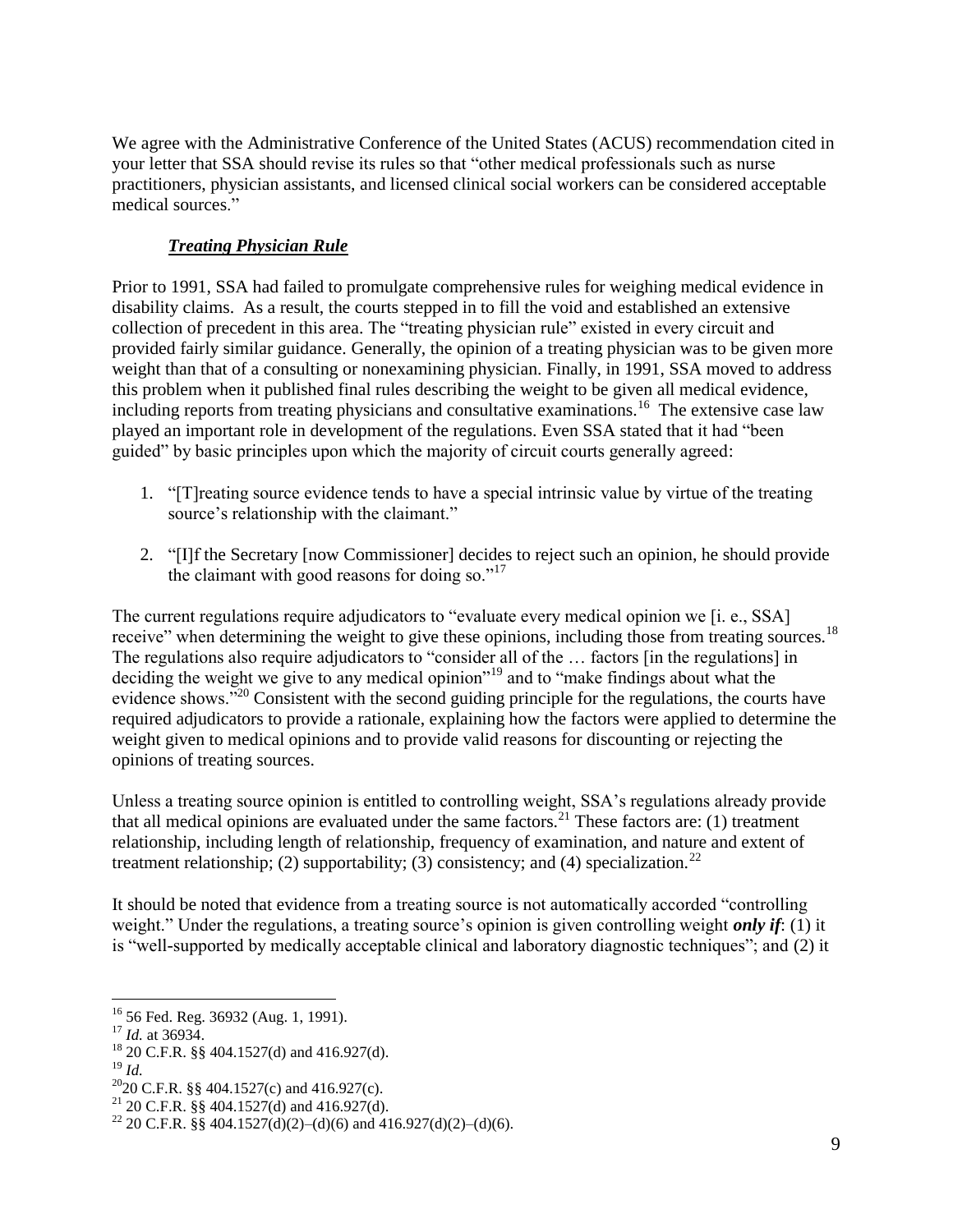We agree with the Administrative Conference of the United States (ACUS) recommendation cited in your letter that SSA should revise its rules so that "other medical professionals such as nurse practitioners, physician assistants, and licensed clinical social workers can be considered acceptable medical sources."

***Treating Physician Rule***

Prior to 1991, SSA had failed to promulgate comprehensive rules for weighing medical evidence in disability claims. As a result, the courts stepped in to fill the void and established an extensive collection of precedent in this area. The "treating physician rule" existed in every circuit and provided fairly similar guidance. Generally, the opinion of a treating physician was to be given more weight than that of a consulting or nonexamining physician. Finally, in 1991, SSA moved to address this problem when it published final rules describing the weight to be given all medical evidence, including reports from treating physicians and consultative examinations.[16] The extensive case law played an important role in development of the regulations. Even SSA stated that it had "been guided" by basic principles upon which the majority of circuit courts generally agreed:

1. "[T]reating source evidence tends to have a special intrinsic value by virtue of the treating source's relationship with the claimant."
2. "[I]f the Secretary [now Commissioner] decides to reject such an opinion, he should provide the claimant with good reasons for doing so."[17]

The current regulations require adjudicators to "evaluate every medical opinion we [i. e., SSA] receive" when determining the weight to give these opinions, including those from treating sources.[18] The regulations also require adjudicators to "consider all of the … factors [in the regulations] in deciding the weight we give to any medical opinion"[19] and to "make findings about what the evidence shows."[20] Consistent with the second guiding principle for the regulations, the courts have required adjudicators to provide a rationale, explaining how the factors were applied to determine the weight given to medical opinions and to provide valid reasons for discounting or rejecting the opinions of treating sources.

Unless a treating source opinion is entitled to controlling weight, SSA's regulations already provide that all medical opinions are evaluated under the same factors.[21] These factors are: (1) treatment relationship, including length of relationship, frequency of examination, and nature and extent of treatment relationship; (2) supportability; (3) consistency; and (4) specialization.[22]

It should be noted that evidence from a treating source is not automatically accorded "controlling weight." Under the regulations, a treating source's opinion is given controlling weight ***only if***: (1) it is "well-supported by medically acceptable clinical and laboratory diagnostic techniques"; and (2) it

---

[16] 56 Fed. Reg. 36932 (Aug. 1, 1991).

[17] *Id.* at 36934.

[18] 20 C.F.R. §§ 404.1527(d) and 416.927(d).

[19] *Id.*

[20] 20 C.F.R. §§ 404.1527(c) and 416.927(c).

[21] 20 C.F.R. §§ 404.1527(d) and 416.927(d).

[22] 20 C.F.R. §§ 404.1527(d)(2)–(d)(6) and 416.927(d)(2)–(d)(6).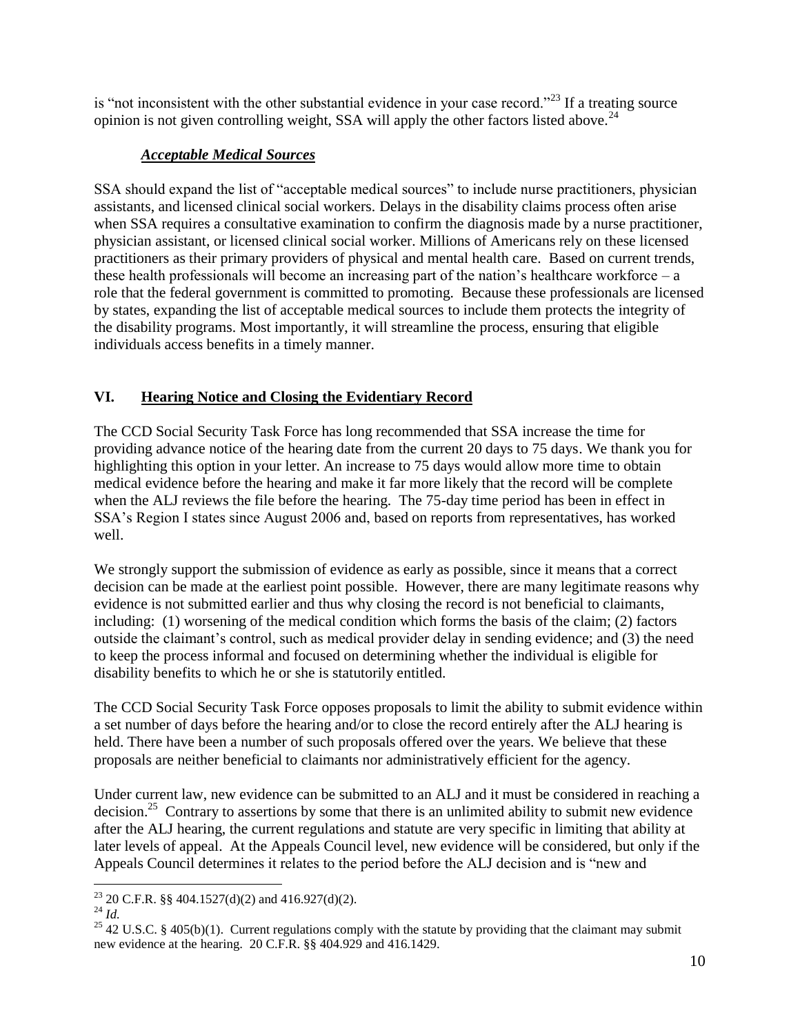is "not inconsistent with the other substantial evidence in your case record."[23] If a treating source opinion is not given controlling weight, SSA will apply the other factors listed above.[24]

***Acceptable Medical Sources***

SSA should expand the list of "acceptable medical sources" to include nurse practitioners, physician assistants, and licensed clinical social workers. Delays in the disability claims process often arise when SSA requires a consultative examination to confirm the diagnosis made by a nurse practitioner, physician assistant, or licensed clinical social worker. Millions of Americans rely on these licensed practitioners as their primary providers of physical and mental health care. Based on current trends, these health professionals will become an increasing part of the nation's healthcare workforce – a role that the federal government is committed to promoting. Because these professionals are licensed by states, expanding the list of acceptable medical sources to include them protects the integrity of the disability programs. Most importantly, it will streamline the process, ensuring that eligible individuals access benefits in a timely manner.

## VI. Hearing Notice and Closing the Evidentiary Record

The CCD Social Security Task Force has long recommended that SSA increase the time for providing advance notice of the hearing date from the current 20 days to 75 days. We thank you for highlighting this option in your letter. An increase to 75 days would allow more time to obtain medical evidence before the hearing and make it far more likely that the record will be complete when the ALJ reviews the file before the hearing. The 75-day time period has been in effect in SSA's Region I states since August 2006 and, based on reports from representatives, has worked well.

We strongly support the submission of evidence as early as possible, since it means that a correct decision can be made at the earliest point possible. However, there are many legitimate reasons why evidence is not submitted earlier and thus why closing the record is not beneficial to claimants, including: (1) worsening of the medical condition which forms the basis of the claim; (2) factors outside the claimant's control, such as medical provider delay in sending evidence; and (3) the need to keep the process informal and focused on determining whether the individual is eligible for disability benefits to which he or she is statutorily entitled.

The CCD Social Security Task Force opposes proposals to limit the ability to submit evidence within a set number of days before the hearing and/or to close the record entirely after the ALJ hearing is held. There have been a number of such proposals offered over the years. We believe that these proposals are neither beneficial to claimants nor administratively efficient for the agency.

Under current law, new evidence can be submitted to an ALJ and it must be considered in reaching a decision.[25] Contrary to assertions by some that there is an unlimited ability to submit new evidence after the ALJ hearing, the current regulations and statute are very specific in limiting that ability at later levels of appeal. At the Appeals Council level, new evidence will be considered, but only if the Appeals Council determines it relates to the period before the ALJ decision and is "new and

---

[23] 20 C.F.R. §§ 404.1527(d)(2) and 416.927(d)(2).

[24] *Id.*

[25] 42 U.S.C. § 405(b)(1). Current regulations comply with the statute by providing that the claimant may submit new evidence at the hearing. 20 C.F.R. §§ 404.929 and 416.1429.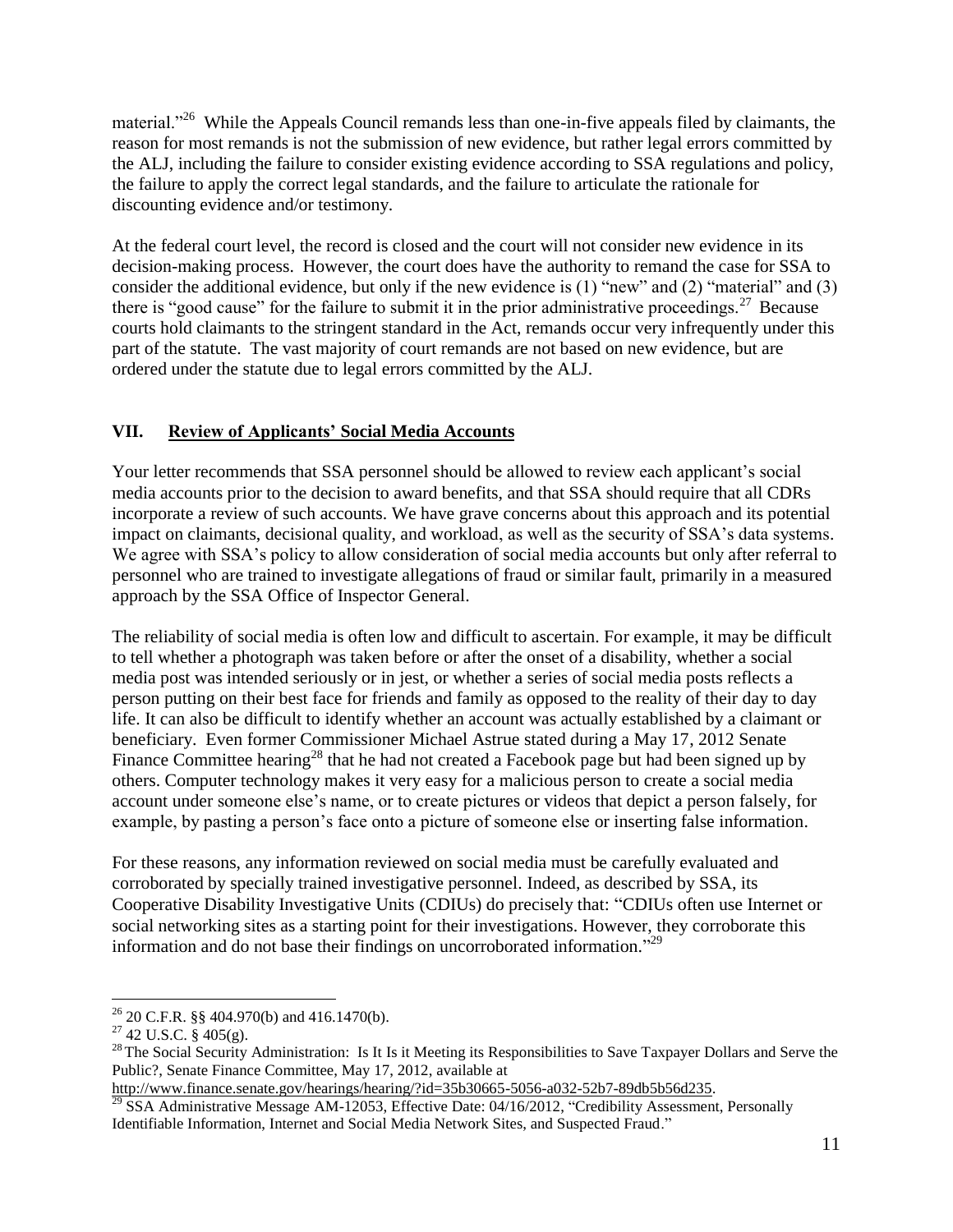material."[26] While the Appeals Council remands less than one-in-five appeals filed by claimants, the reason for most remands is not the submission of new evidence, but rather legal errors committed by the ALJ, including the failure to consider existing evidence according to SSA regulations and policy, the failure to apply the correct legal standards, and the failure to articulate the rationale for discounting evidence and/or testimony.

At the federal court level, the record is closed and the court will not consider new evidence in its decision-making process. However, the court does have the authority to remand the case for SSA to consider the additional evidence, but only if the new evidence is (1) "new" and (2) "material" and (3) there is "good cause" for the failure to submit it in the prior administrative proceedings.[27] Because courts hold claimants to the stringent standard in the Act, remands occur very infrequently under this part of the statute. The vast majority of court remands are not based on new evidence, but are ordered under the statute due to legal errors committed by the ALJ.

## VII. Review of Applicants' Social Media Accounts

Your letter recommends that SSA personnel should be allowed to review each applicant's social media accounts prior to the decision to award benefits, and that SSA should require that all CDRs incorporate a review of such accounts. We have grave concerns about this approach and its potential impact on claimants, decisional quality, and workload, as well as the security of SSA's data systems. We agree with SSA's policy to allow consideration of social media accounts but only after referral to personnel who are trained to investigate allegations of fraud or similar fault, primarily in a measured approach by the SSA Office of Inspector General.

The reliability of social media is often low and difficult to ascertain. For example, it may be difficult to tell whether a photograph was taken before or after the onset of a disability, whether a social media post was intended seriously or in jest, or whether a series of social media posts reflects a person putting on their best face for friends and family as opposed to the reality of their day to day life. It can also be difficult to identify whether an account was actually established by a claimant or beneficiary. Even former Commissioner Michael Astrue stated during a May 17, 2012 Senate Finance Committee hearing[28] that he had not created a Facebook page but had been signed up by others. Computer technology makes it very easy for a malicious person to create a social media account under someone else's name, or to create pictures or videos that depict a person falsely, for example, by pasting a person's face onto a picture of someone else or inserting false information.

For these reasons, any information reviewed on social media must be carefully evaluated and corroborated by specially trained investigative personnel. Indeed, as described by SSA, its Cooperative Disability Investigative Units (CDIUs) do precisely that: "CDIUs often use Internet or social networking sites as a starting point for their investigations. However, they corroborate this information and do not base their findings on uncorroborated information."[29]

---

[26] 20 C.F.R. §§ 404.970(b) and 416.1470(b).

[27] 42 U.S.C. § 405(g).

[28] The Social Security Administration: Is It Is it Meeting its Responsibilities to Save Taxpayer Dollars and Serve the Public?, Senate Finance Committee, May 17, 2012, available at http://www.finance.senate.gov/hearings/hearing/?id=35b30665-5056-a032-52b7-89db5b56d235.

[29] SSA Administrative Message AM-12053, Effective Date: 04/16/2012, "Credibility Assessment, Personally Identifiable Information, Internet and Social Media Network Sites, and Suspected Fraud."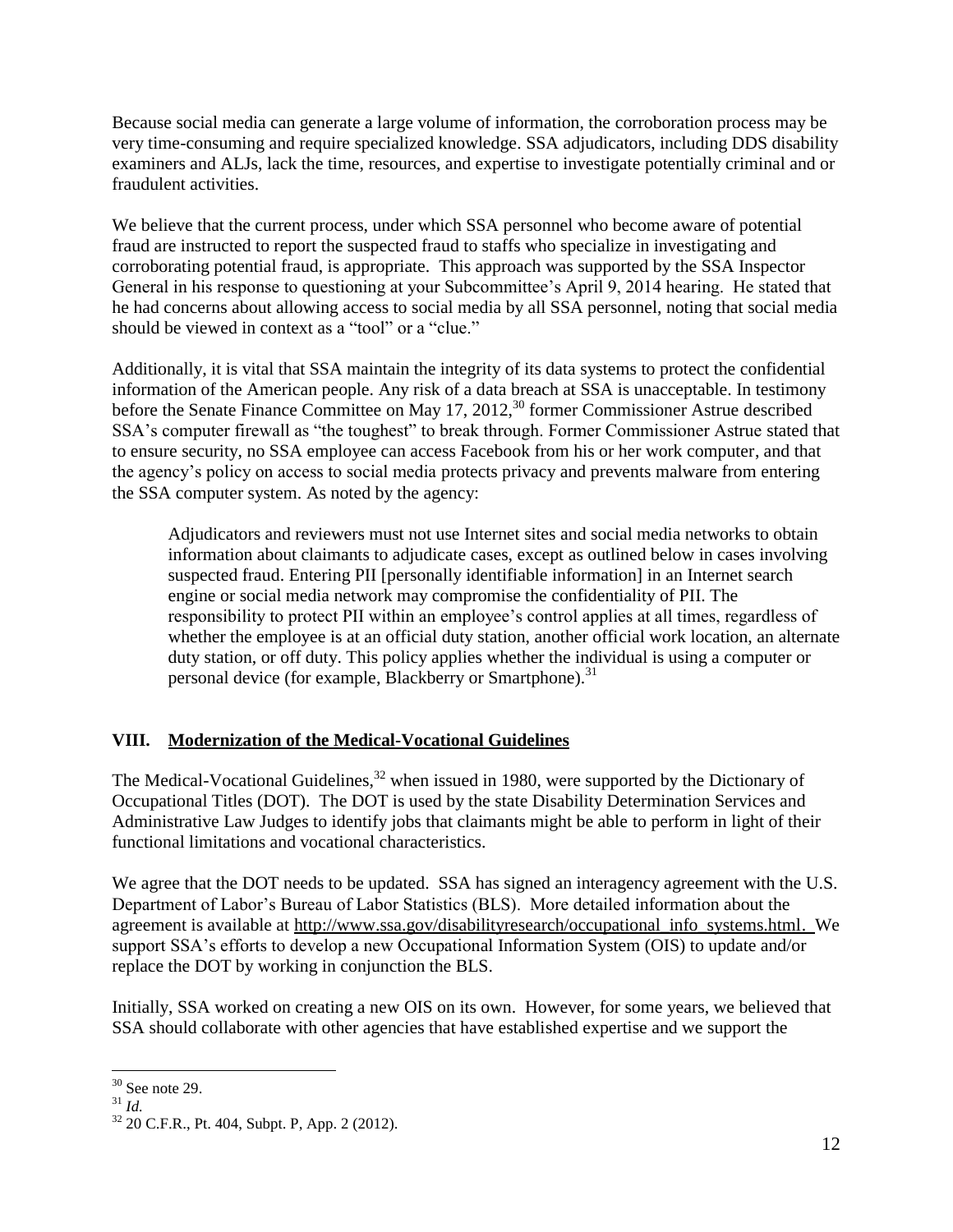Because social media can generate a large volume of information, the corroboration process may be very time-consuming and require specialized knowledge. SSA adjudicators, including DDS disability examiners and ALJs, lack the time, resources, and expertise to investigate potentially criminal and or fraudulent activities.

We believe that the current process, under which SSA personnel who become aware of potential fraud are instructed to report the suspected fraud to staffs who specialize in investigating and corroborating potential fraud, is appropriate. This approach was supported by the SSA Inspector General in his response to questioning at your Subcommittee's April 9, 2014 hearing. He stated that he had concerns about allowing access to social media by all SSA personnel, noting that social media should be viewed in context as a "tool" or a "clue."

Additionally, it is vital that SSA maintain the integrity of its data systems to protect the confidential information of the American people. Any risk of a data breach at SSA is unacceptable. In testimony before the Senate Finance Committee on May 17, 2012,[30] former Commissioner Astrue described SSA's computer firewall as "the toughest" to break through. Former Commissioner Astrue stated that to ensure security, no SSA employee can access Facebook from his or her work computer, and that the agency's policy on access to social media protects privacy and prevents malware from entering the SSA computer system. As noted by the agency:

> Adjudicators and reviewers must not use Internet sites and social media networks to obtain information about claimants to adjudicate cases, except as outlined below in cases involving suspected fraud. Entering PII [personally identifiable information] in an Internet search engine or social media network may compromise the confidentiality of PII. The responsibility to protect PII within an employee's control applies at all times, regardless of whether the employee is at an official duty station, another official work location, an alternate duty station, or off duty. This policy applies whether the individual is using a computer or personal device (for example, Blackberry or Smartphone).[31]

## VIII. Modernization of the Medical-Vocational Guidelines

The Medical-Vocational Guidelines,[32] when issued in 1980, were supported by the Dictionary of Occupational Titles (DOT). The DOT is used by the state Disability Determination Services and Administrative Law Judges to identify jobs that claimants might be able to perform in light of their functional limitations and vocational characteristics.

We agree that the DOT needs to be updated. SSA has signed an interagency agreement with the U.S. Department of Labor's Bureau of Labor Statistics (BLS). More detailed information about the agreement is available at http://www.ssa.gov/disabilityresearch/occupational_info_systems.html. We support SSA's efforts to develop a new Occupational Information System (OIS) to update and/or replace the DOT by working in conjunction the BLS.

Initially, SSA worked on creating a new OIS on its own. However, for some years, we believed that SSA should collaborate with other agencies that have established expertise and we support the

---

[30] See note 29.

[31] *Id.*

[32] 20 C.F.R., Pt. 404, Subpt. P, App. 2 (2012).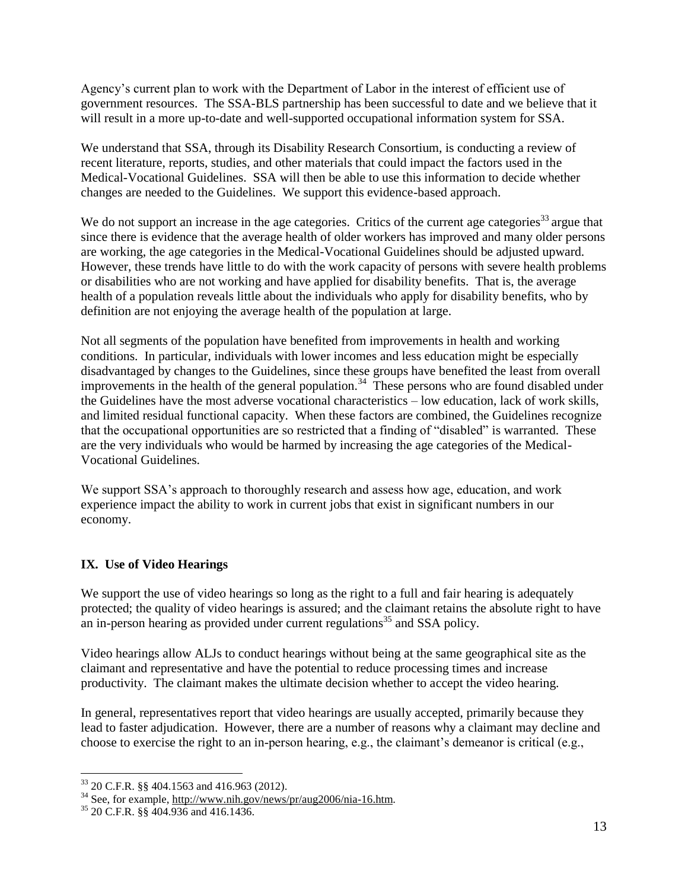Agency's current plan to work with the Department of Labor in the interest of efficient use of government resources. The SSA-BLS partnership has been successful to date and we believe that it will result in a more up-to-date and well-supported occupational information system for SSA.

We understand that SSA, through its Disability Research Consortium, is conducting a review of recent literature, reports, studies, and other materials that could impact the factors used in the Medical-Vocational Guidelines. SSA will then be able to use this information to decide whether changes are needed to the Guidelines. We support this evidence-based approach.

We do not support an increase in the age categories. Critics of the current age categories[33] argue that since there is evidence that the average health of older workers has improved and many older persons are working, the age categories in the Medical-Vocational Guidelines should be adjusted upward. However, these trends have little to do with the work capacity of persons with severe health problems or disabilities who are not working and have applied for disability benefits. That is, the average health of a population reveals little about the individuals who apply for disability benefits, who by definition are not enjoying the average health of the population at large.

Not all segments of the population have benefited from improvements in health and working conditions. In particular, individuals with lower incomes and less education might be especially disadvantaged by changes to the Guidelines, since these groups have benefited the least from overall improvements in the health of the general population.[34] These persons who are found disabled under the Guidelines have the most adverse vocational characteristics – low education, lack of work skills, and limited residual functional capacity. When these factors are combined, the Guidelines recognize that the occupational opportunities are so restricted that a finding of "disabled" is warranted. These are the very individuals who would be harmed by increasing the age categories of the Medical-Vocational Guidelines.

We support SSA's approach to thoroughly research and assess how age, education, and work experience impact the ability to work in current jobs that exist in significant numbers in our economy.

## IX. Use of Video Hearings

We support the use of video hearings so long as the right to a full and fair hearing is adequately protected; the quality of video hearings is assured; and the claimant retains the absolute right to have an in-person hearing as provided under current regulations[35] and SSA policy.

Video hearings allow ALJs to conduct hearings without being at the same geographical site as the claimant and representative and have the potential to reduce processing times and increase productivity. The claimant makes the ultimate decision whether to accept the video hearing.

In general, representatives report that video hearings are usually accepted, primarily because they lead to faster adjudication. However, there are a number of reasons why a claimant may decline and choose to exercise the right to an in-person hearing, e.g., the claimant's demeanor is critical (e.g.,

---

[33] 20 C.F.R. §§ 404.1563 and 416.963 (2012).

[34] See, for example, http://www.nih.gov/news/pr/aug2006/nia-16.htm.

[35] 20 C.F.R. §§ 404.936 and 416.1436.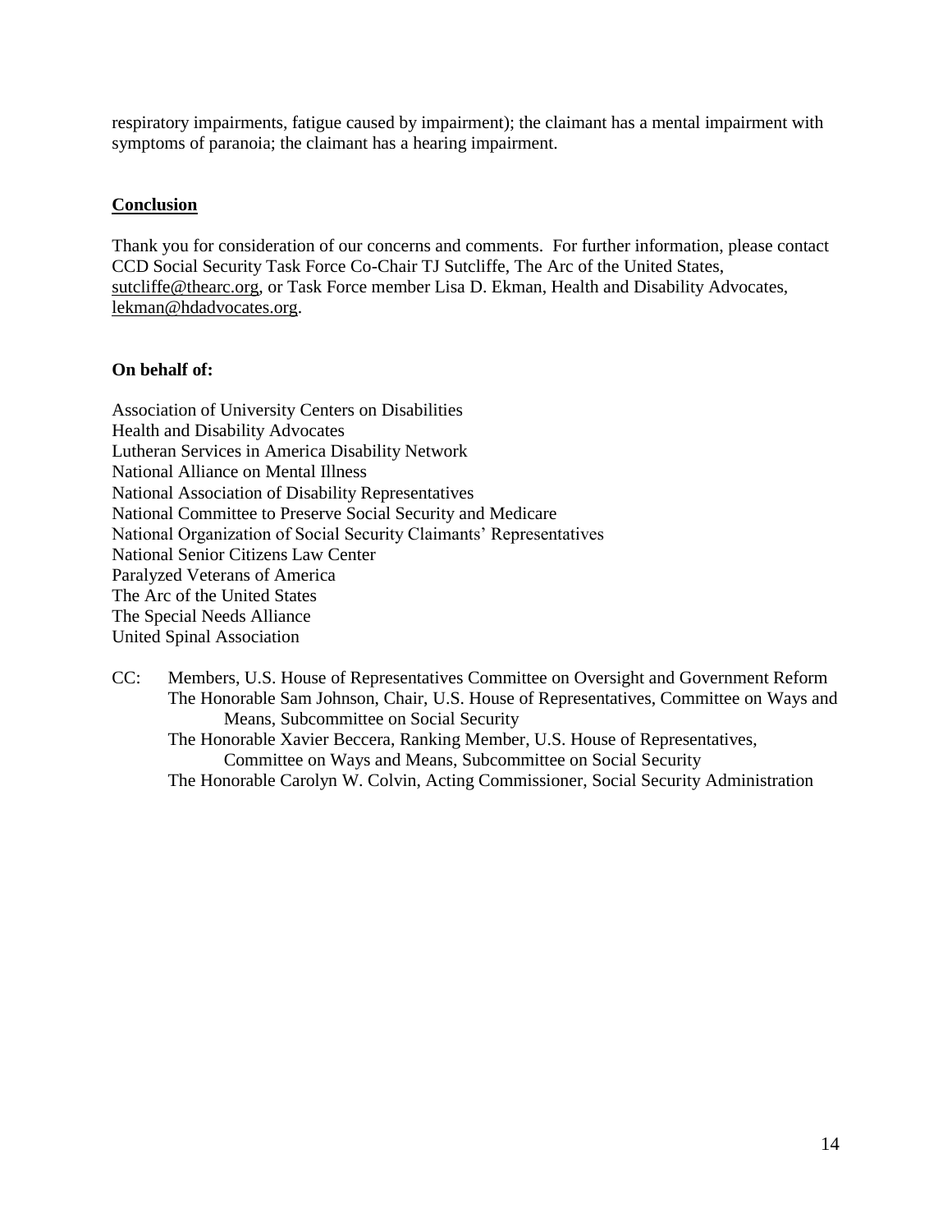respiratory impairments, fatigue caused by impairment); the claimant has a mental impairment with symptoms of paranoia; the claimant has a hearing impairment.

## Conclusion

Thank you for consideration of our concerns and comments. For further information, please contact CCD Social Security Task Force Co-Chair TJ Sutcliffe, The Arc of the United States, sutcliffe@thearc.org, or Task Force member Lisa D. Ekman, Health and Disability Advocates, lekman@hdadvocates.org.

**On behalf of:**

Association of University Centers on Disabilities
Health and Disability Advocates
Lutheran Services in America Disability Network
National Alliance on Mental Illness
National Association of Disability Representatives
National Committee to Preserve Social Security and Medicare
National Organization of Social Security Claimants' Representatives
National Senior Citizens Law Center
Paralyzed Veterans of America
The Arc of the United States
The Special Needs Alliance
United Spinal Association

CC: Members, U.S. House of Representatives Committee on Oversight and Government Reform
The Honorable Sam Johnson, Chair, U.S. House of Representatives, Committee on Ways and Means, Subcommittee on Social Security
The Honorable Xavier Beccera, Ranking Member, U.S. House of Representatives, Committee on Ways and Means, Subcommittee on Social Security
The Honorable Carolyn W. Colvin, Acting Commissioner, Social Security Administration